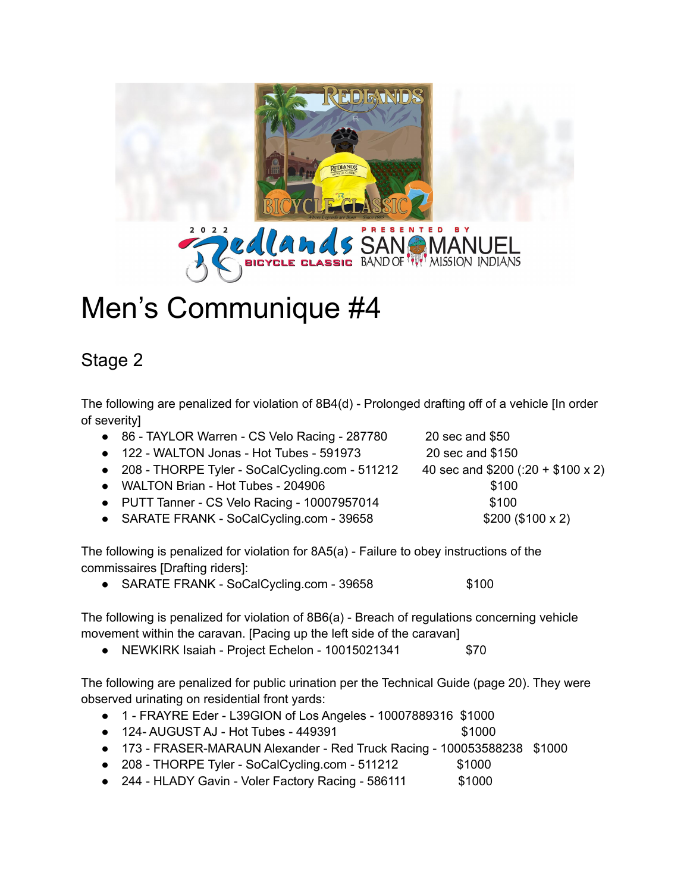# Men's Communique #4

## Stage 2

The following are penalized for violation of 8B4(d) - Prolonged drafting off of a vehicle [In order of severity]

- 86 - TAYLOR Warren - CS Velo Racing - 287780 20 sec and $50
- 122 - WALTON Jonas - Hot Tubes - 591973 20 sec and $150
- 208 - THORPE Tyler - SoCalCycling.com - 511212 40 sec and $200 (:20 + $100 x 2)
- WALTON Brian - Hot Tubes - 204906 $100
- PUTT Tanner - CS Velo Racing - 10007957014 $100
- SARATE FRANK - SoCalCycling.com - 39658 $200 ($100 x 2)

The following is penalized for violation for 8A5(a) - Failure to obey instructions of the commissaires [Drafting riders]:

- SARATE FRANK - SoCalCycling.com - 39658 $100

The following is penalized for violation of 8B6(a) - Breach of regulations concerning vehicle movement within the caravan. [Pacing up the left side of the caravan]

- NEWKIRK Isaiah - Project Echelon - 10015021341 $70

The following are penalized for public urination per the Technical Guide (page 20). They were observed urinating on residential front yards:

- 1 - FRAYRE Eder - L39GION of Los Angeles - 10007889316 $1000
- 124- AUGUST AJ - Hot Tubes - 449391 $1000
- 173 - FRASER-MARAUN Alexander - Red Truck Racing - 100053588238 $1000
- 208 - THORPE Tyler - SoCalCycling.com - 511212 $1000
- 244 - HLADY Gavin - Voler Factory Racing - 586111 $1000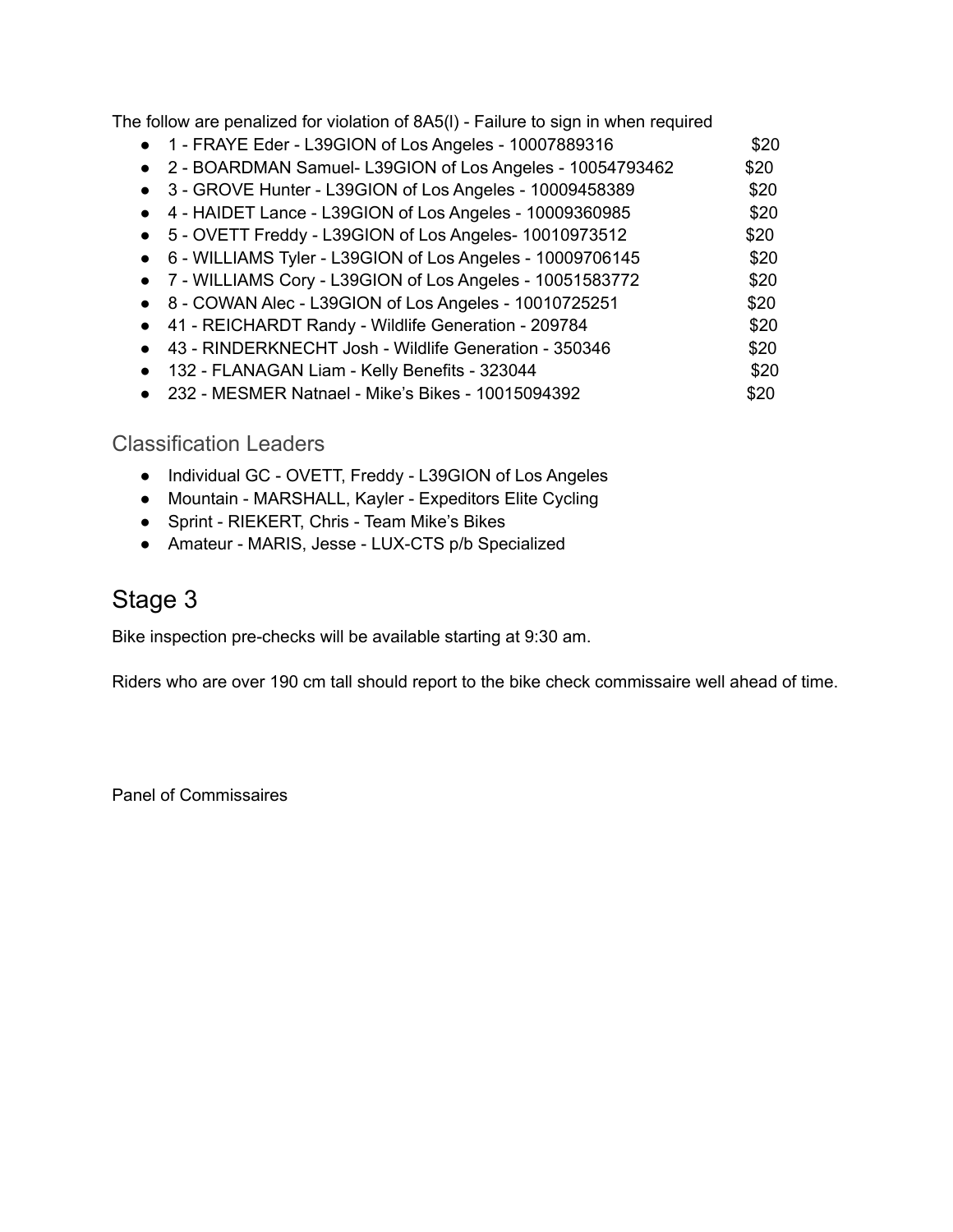The follow are penalized for violation of 8A5(l) - Failure to sign in when required

- 1 - FRAYE Eder - L39GION of Los Angeles - 10007889316 $20
- 2 - BOARDMAN Samuel- L39GION of Los Angeles - 10054793462 $20
- 3 - GROVE Hunter - L39GION of Los Angeles - 10009458389 $20
- 4 - HAIDET Lance - L39GION of Los Angeles - 10009360985 $20
- 5 - OVETT Freddy - L39GION of Los Angeles- 10010973512 $20
- 6 - WILLIAMS Tyler - L39GION of Los Angeles - 10009706145 $20
- 7 - WILLIAMS Cory - L39GION of Los Angeles - 10051583772 $20
- 8 - COWAN Alec - L39GION of Los Angeles - 10010725251 $20
- 41 - REICHARDT Randy - Wildlife Generation - 209784 $20
- 43 - RINDERKNECHT Josh - Wildlife Generation - 350346 $20
- 132 - FLANAGAN Liam - Kelly Benefits - 323044 $20
- 232 - MESMER Natnael - Mike's Bikes - 10015094392 $20

### Classification Leaders

- Individual GC - OVETT, Freddy - L39GION of Los Angeles
- Mountain - MARSHALL, Kayler - Expeditors Elite Cycling
- Sprint - RIEKERT, Chris - Team Mike's Bikes
- Amateur - MARIS, Jesse - LUX-CTS p/b Specialized

## Stage 3

Bike inspection pre-checks will be available starting at 9:30 am.

Riders who are over 190 cm tall should report to the bike check commissaire well ahead of time.

Panel of Commissaires